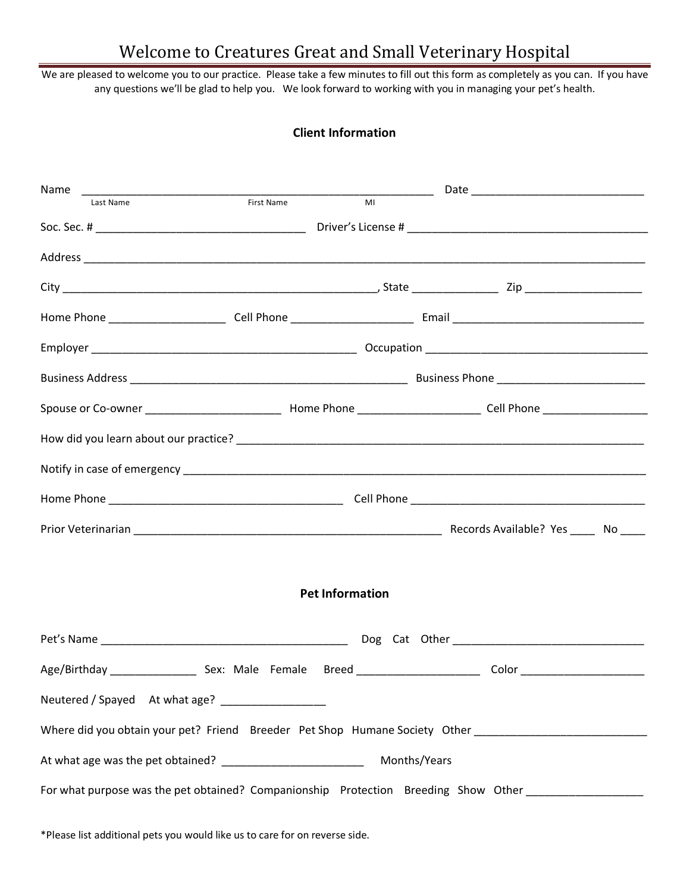# Welcome to Creatures Great and Small Veterinary Hospital

We are pleased to welcome you to our practice. Please take a few minutes to fill out this form as completely as you can. If you have any questions we'll be glad to help you. We look forward to working with you in managing your pet's health.

### Client Information

Name ____________________________________________________________ Date ____________________________
Last Name First Name MI

Soc. Sec. # ___________________________________ Driver's License # _________________________________________

Address ________________________________________________________________________________________________

City ____________________________________________________, State ______________ Zip ___________________

Home Phone ___________________ Cell Phone ____________________ Email _______________________________

Employer _____________________________________________ Occupation ____________________________________

Business Address _______________________________________________ Business Phone ________________________

Spouse or Co-owner ______________________ Home Phone ____________________ Cell Phone _________________

How did you learn about our practice? ___________________________________________________________________

Notify in case of emergency ______________________________________________________________________________

Home Phone ________________________________________ Cell Phone ________________________________________

Prior Veterinarian _____________________________________________________ Records Available? Yes ____ No ____

### Pet Information

Pet's Name ________________________________________ Dog Cat Other _______________________________

Age/Birthday ______________ Sex: Male Female Breed ____________________ Color ____________________

Neutered / Spayed At what age? _________________

Where did you obtain your pet? Friend Breeder Pet Shop Humane Society Other ___________________________

At what age was the pet obtained? _______________________ Months/Years

For what purpose was the pet obtained? Companionship Protection Breeding Show Other ___________________

*Please list additional pets you would like us to care for on reverse side.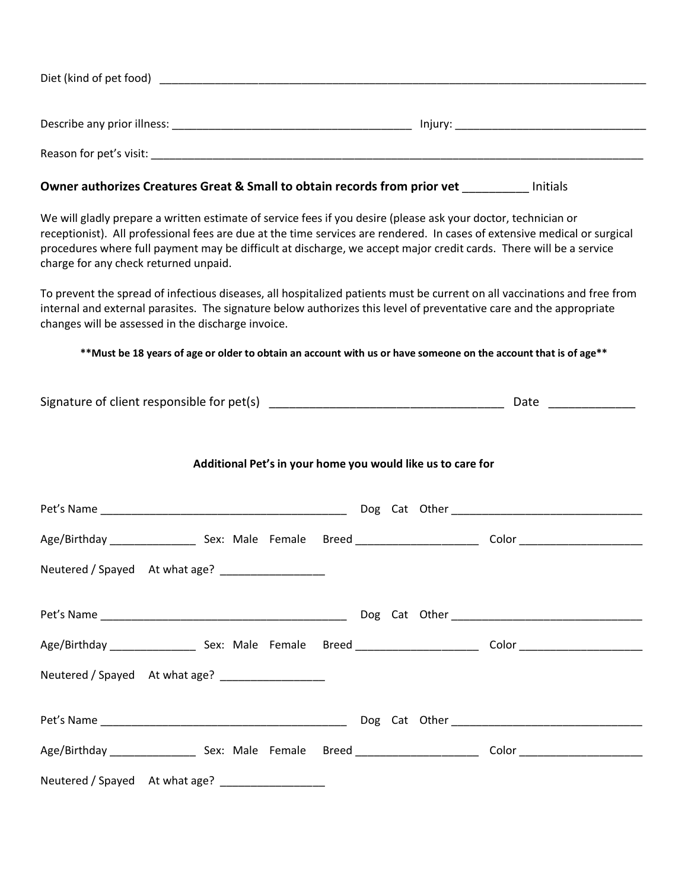Diet (kind of pet food) ___________________________________________________________________________

Describe any prior illness: _______________________________________ Injury: _______________________________

Reason for pet's visit: ___________________________________________________________________________

**Owner authorizes Creatures Great & Small to obtain records from prior vet __________ Initials**

We will gladly prepare a written estimate of service fees if you desire (please ask your doctor, technician or receptionist). All professional fees are due at the time services are rendered. In cases of extensive medical or surgical procedures where full payment may be difficult at discharge, we accept major credit cards. There will be a service charge for any check returned unpaid.

To prevent the spread of infectious diseases, all hospitalized patients must be current on all vaccinations and free from internal and external parasites. The signature below authorizes this level of preventative care and the appropriate changes will be assessed in the discharge invoice.

**\*\*Must be 18 years of age or older to obtain an account with us or have someone on the account that is of age\*\***

Signature of client responsible for pet(s) ___________________________________ Date _____________

**Additional Pet's in your home you would like us to care for**

Pet's Name ________________________________________ Dog Cat Other _______________________________

Age/Birthday ______________ Sex: Male Female Breed ___________________ Color ___________________

Neutered / Spayed At what age? ________________

Pet's Name ________________________________________ Dog Cat Other _______________________________

Age/Birthday ______________ Sex: Male Female Breed ___________________ Color ___________________

Neutered / Spayed At what age? ________________

Pet's Name ________________________________________ Dog Cat Other _______________________________

Age/Birthday ______________ Sex: Male Female Breed ___________________ Color ___________________

Neutered / Spayed At what age? ________________